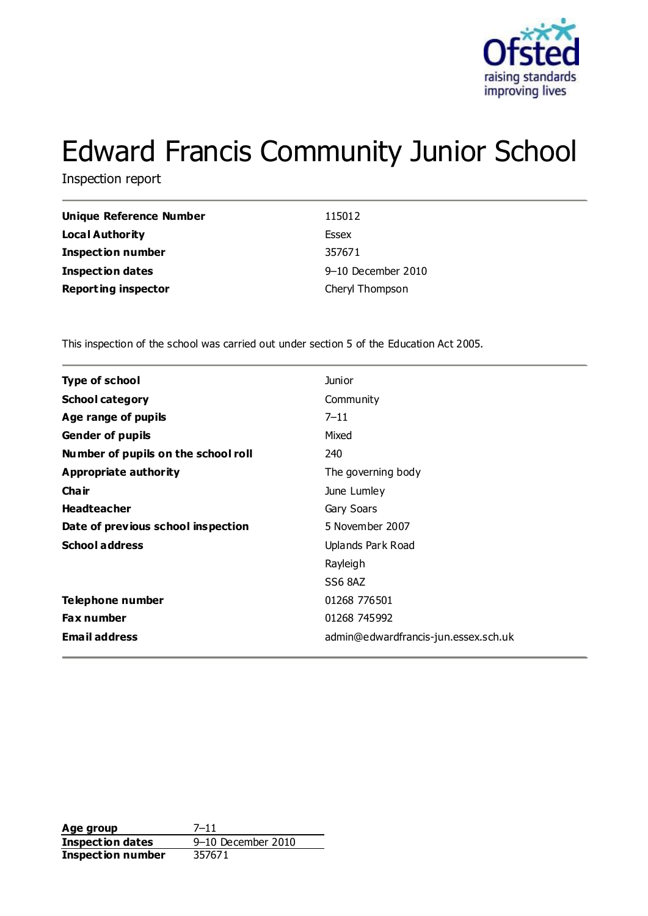# Edward Francis Community Junior School

Inspection report

| | |
|---|---|
| **Unique Reference Number** | 115012 |
| **Local Authority** | Essex |
| **Inspection number** | 357671 |
| **Inspection dates** | 9–10 December 2010 |
| **Reporting inspector** | Cheryl Thompson |

This inspection of the school was carried out under section 5 of the Education Act 2005.

| | |
|---|---|
| **Type of school** | Junior |
| **School category** | Community |
| **Age range of pupils** | 7–11 |
| **Gender of pupils** | Mixed |
| **Number of pupils on the school roll** | 240 |
| **Appropriate authority** | The governing body |
| **Chair** | June Lumley |
| **Headteacher** | Gary Soars |
| **Date of previous school inspection** | 5 November 2007 |
| **School address** | Uplands Park Road<br>Rayleigh<br>SS6 8AZ |
| **Telephone number** | 01268 776501 |
| **Fax number** | 01268 745992 |
| **Email address** | admin@edwardfrancis-jun.essex.sch.uk |

| | |
|---|---|
| **Age group** | 7–11 |
| **Inspection dates** | 9–10 December 2010 |
| **Inspection number** | 357671 |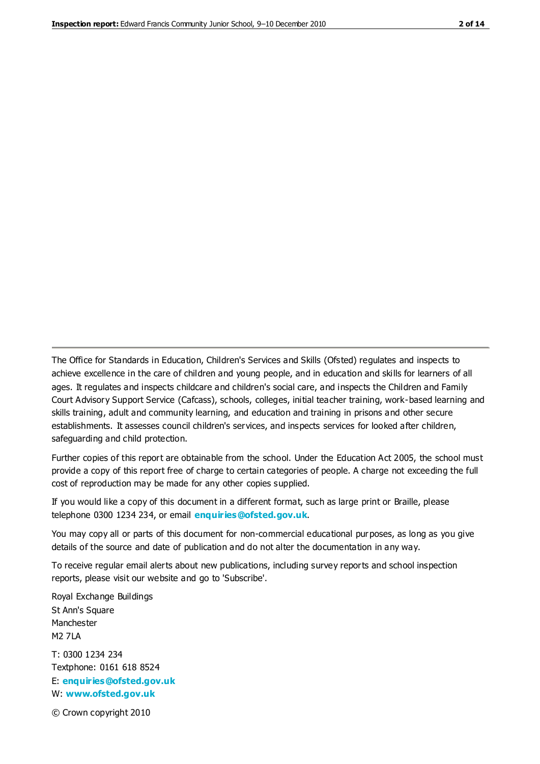The Office for Standards in Education, Children's Services and Skills (Ofsted) regulates and inspects to achieve excellence in the care of children and young people, and in education and skills for learners of all ages. It regulates and inspects childcare and children's social care, and inspects the Children and Family Court Advisory Support Service (Cafcass), schools, colleges, initial teacher training, work-based learning and skills training, adult and community learning, and education and training in prisons and other secure establishments. It assesses council children's services, and inspects services for looked after children, safeguarding and child protection.

Further copies of this report are obtainable from the school. Under the Education Act 2005, the school must provide a copy of this report free of charge to certain categories of people. A charge not exceeding the full cost of reproduction may be made for any other copies supplied.

If you would like a copy of this document in a different format, such as large print or Braille, please telephone 0300 1234 234, or email **enquiries@ofsted.gov.uk**.

You may copy all or parts of this document for non-commercial educational purposes, as long as you give details of the source and date of publication and do not alter the documentation in any way.

To receive regular email alerts about new publications, including survey reports and school inspection reports, please visit our website and go to 'Subscribe'.

Royal Exchange Buildings
St Ann's Square
Manchester
M2 7LA

T: 0300 1234 234
Textphone: 0161 618 8524
E: **enquiries@ofsted.gov.uk**
W: **www.ofsted.gov.uk**

© Crown copyright 2010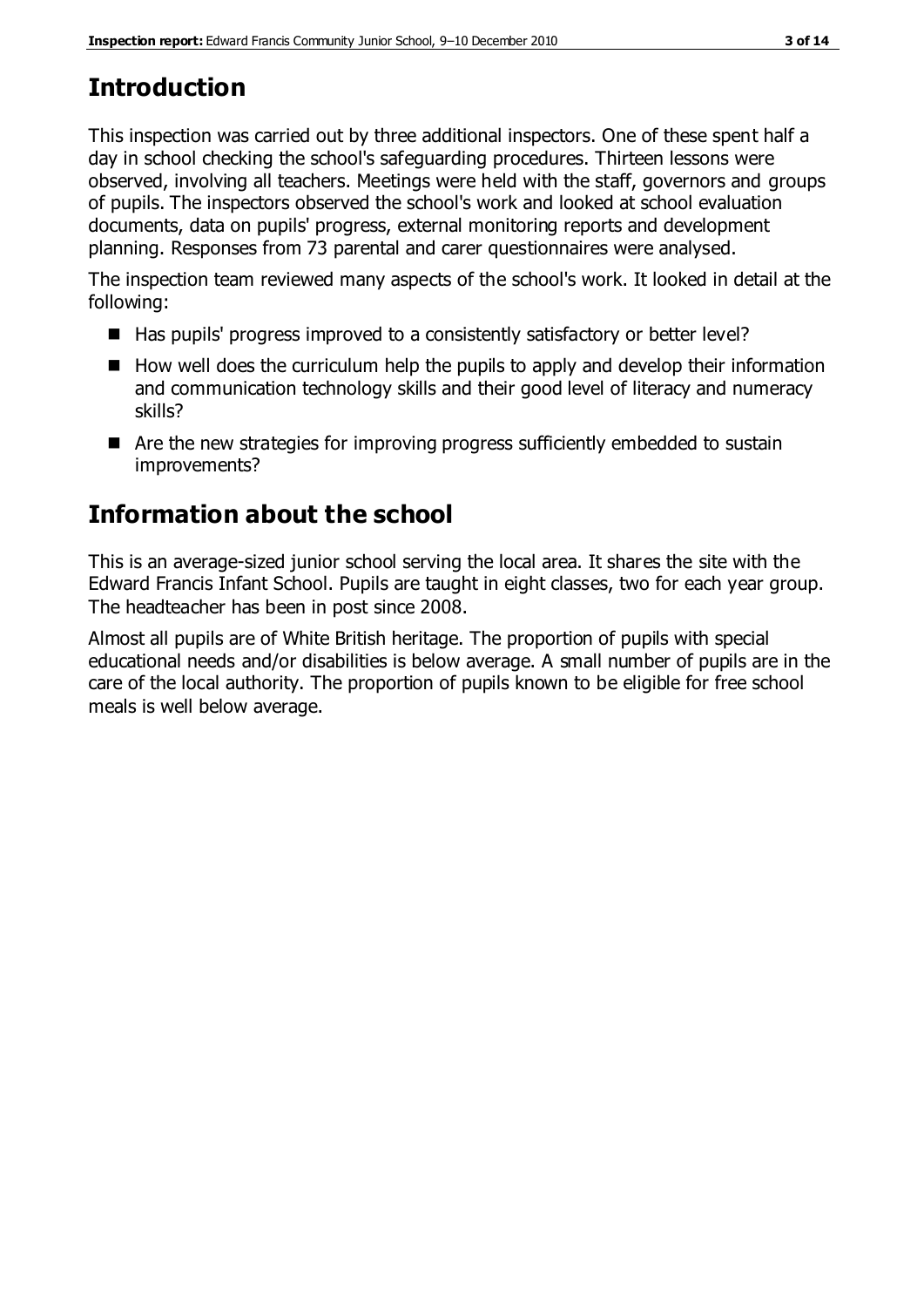## Introduction

This inspection was carried out by three additional inspectors. One of these spent half a day in school checking the school's safeguarding procedures. Thirteen lessons were observed, involving all teachers. Meetings were held with the staff, governors and groups of pupils. The inspectors observed the school's work and looked at school evaluation documents, data on pupils' progress, external monitoring reports and development planning. Responses from 73 parental and carer questionnaires were analysed.

The inspection team reviewed many aspects of the school's work. It looked in detail at the following:

- Has pupils' progress improved to a consistently satisfactory or better level?
- How well does the curriculum help the pupils to apply and develop their information and communication technology skills and their good level of literacy and numeracy skills?
- Are the new strategies for improving progress sufficiently embedded to sustain improvements?

## Information about the school

This is an average-sized junior school serving the local area. It shares the site with the Edward Francis Infant School. Pupils are taught in eight classes, two for each year group. The headteacher has been in post since 2008.

Almost all pupils are of White British heritage. The proportion of pupils with special educational needs and/or disabilities is below average. A small number of pupils are in the care of the local authority. The proportion of pupils known to be eligible for free school meals is well below average.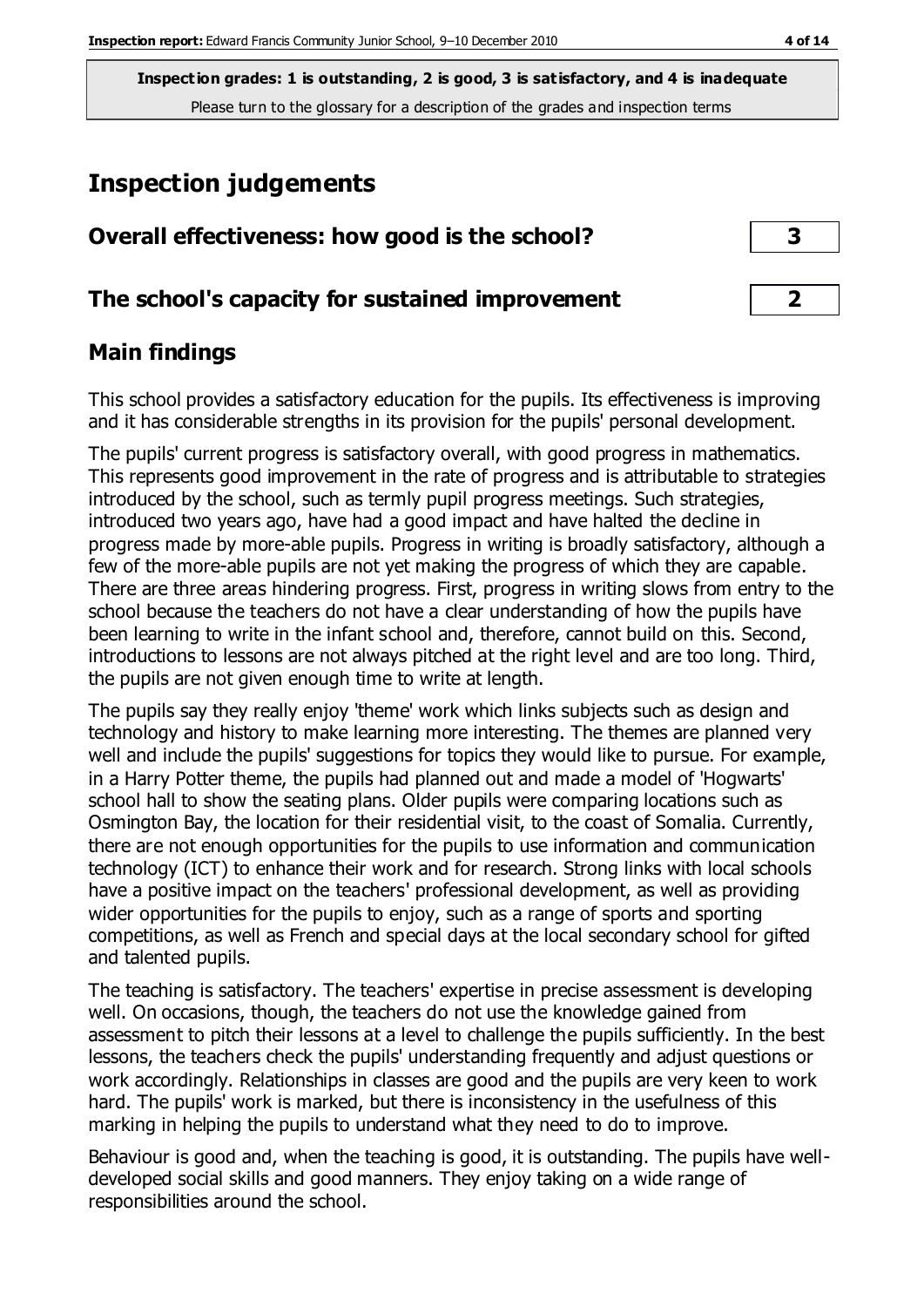**Inspection grades: 1 is outstanding, 2 is good, 3 is satisfactory, and 4 is inadequate**
Please turn to the glossary for a description of the grades and inspection terms

# Inspection judgements

| Overall effectiveness: how good is the school? | 3 |
|---|---|
| The school's capacity for sustained improvement | 2 |

## Main findings

This school provides a satisfactory education for the pupils. Its effectiveness is improving and it has considerable strengths in its provision for the pupils' personal development.

The pupils' current progress is satisfactory overall, with good progress in mathematics. This represents good improvement in the rate of progress and is attributable to strategies introduced by the school, such as termly pupil progress meetings. Such strategies, introduced two years ago, have had a good impact and have halted the decline in progress made by more-able pupils. Progress in writing is broadly satisfactory, although a few of the more-able pupils are not yet making the progress of which they are capable. There are three areas hindering progress. First, progress in writing slows from entry to the school because the teachers do not have a clear understanding of how the pupils have been learning to write in the infant school and, therefore, cannot build on this. Second, introductions to lessons are not always pitched at the right level and are too long. Third, the pupils are not given enough time to write at length.

The pupils say they really enjoy 'theme' work which links subjects such as design and technology and history to make learning more interesting. The themes are planned very well and include the pupils' suggestions for topics they would like to pursue. For example, in a Harry Potter theme, the pupils had planned out and made a model of 'Hogwarts' school hall to show the seating plans. Older pupils were comparing locations such as Osmington Bay, the location for their residential visit, to the coast of Somalia. Currently, there are not enough opportunities for the pupils to use information and communication technology (ICT) to enhance their work and for research. Strong links with local schools have a positive impact on the teachers' professional development, as well as providing wider opportunities for the pupils to enjoy, such as a range of sports and sporting competitions, as well as French and special days at the local secondary school for gifted and talented pupils.

The teaching is satisfactory. The teachers' expertise in precise assessment is developing well. On occasions, though, the teachers do not use the knowledge gained from assessment to pitch their lessons at a level to challenge the pupils sufficiently. In the best lessons, the teachers check the pupils' understanding frequently and adjust questions or work accordingly. Relationships in classes are good and the pupils are very keen to work hard. The pupils' work is marked, but there is inconsistency in the usefulness of this marking in helping the pupils to understand what they need to do to improve.

Behaviour is good and, when the teaching is good, it is outstanding. The pupils have well-developed social skills and good manners. They enjoy taking on a wide range of responsibilities around the school.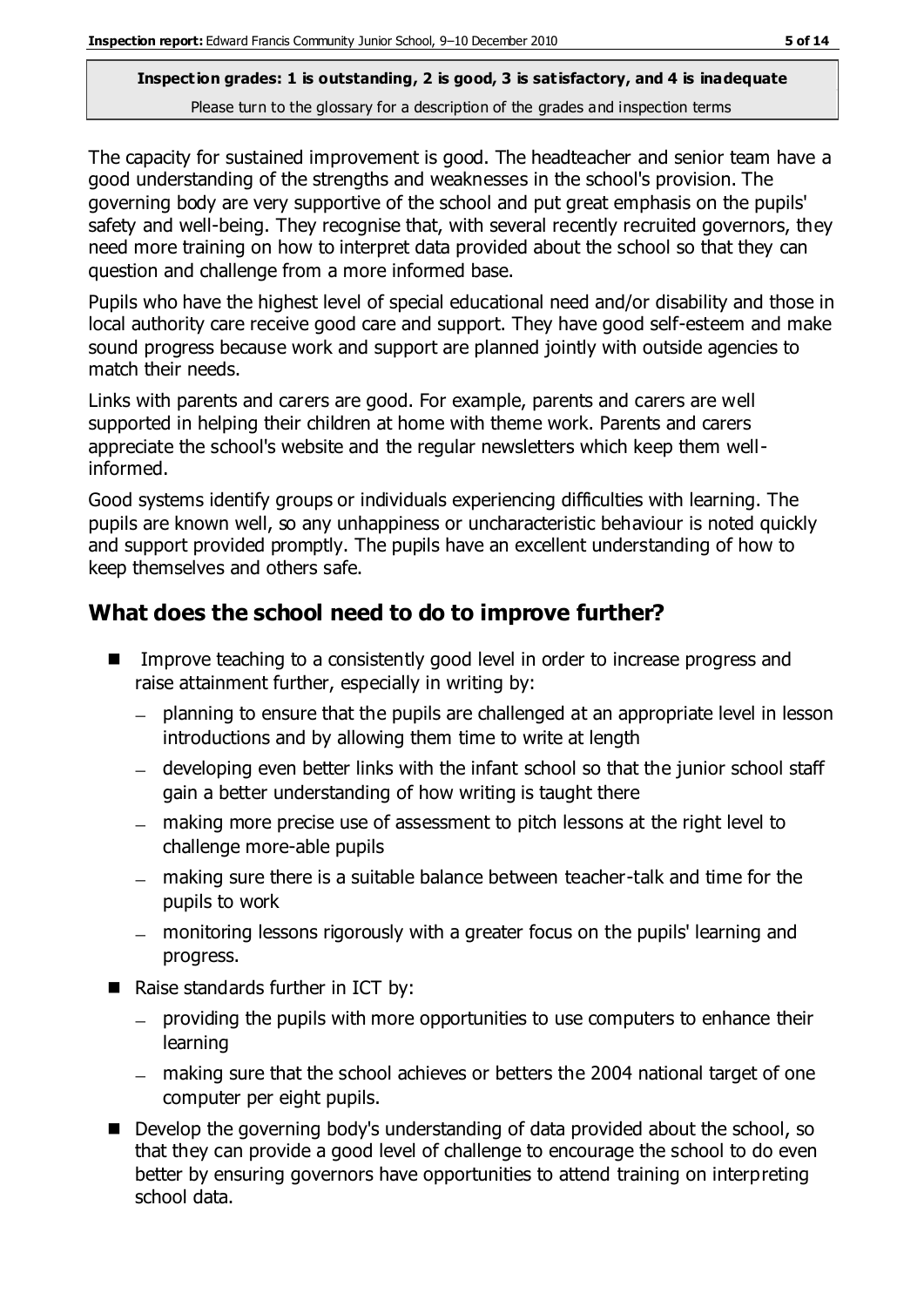**Inspection grades: 1 is outstanding, 2 is good, 3 is satisfactory, and 4 is inadequate**

Please turn to the glossary for a description of the grades and inspection terms

The capacity for sustained improvement is good. The headteacher and senior team have a good understanding of the strengths and weaknesses in the school's provision. The governing body are very supportive of the school and put great emphasis on the pupils' safety and well-being. They recognise that, with several recently recruited governors, they need more training on how to interpret data provided about the school so that they can question and challenge from a more informed base.

Pupils who have the highest level of special educational need and/or disability and those in local authority care receive good care and support. They have good self-esteem and make sound progress because work and support are planned jointly with outside agencies to match their needs.

Links with parents and carers are good. For example, parents and carers are well supported in helping their children at home with theme work. Parents and carers appreciate the school's website and the regular newsletters which keep them well-informed.

Good systems identify groups or individuals experiencing difficulties with learning. The pupils are known well, so any unhappiness or uncharacteristic behaviour is noted quickly and support provided promptly. The pupils have an excellent understanding of how to keep themselves and others safe.

## What does the school need to do to improve further?

- Improve teaching to a consistently good level in order to increase progress and raise attainment further, especially in writing by:
  - planning to ensure that the pupils are challenged at an appropriate level in lesson introductions and by allowing them time to write at length
  - developing even better links with the infant school so that the junior school staff gain a better understanding of how writing is taught there
  - making more precise use of assessment to pitch lessons at the right level to challenge more-able pupils
  - making sure there is a suitable balance between teacher-talk and time for the pupils to work
  - monitoring lessons rigorously with a greater focus on the pupils' learning and progress.
- Raise standards further in ICT by:
  - providing the pupils with more opportunities to use computers to enhance their learning
  - making sure that the school achieves or betters the 2004 national target of one computer per eight pupils.
- Develop the governing body's understanding of data provided about the school, so that they can provide a good level of challenge to encourage the school to do even better by ensuring governors have opportunities to attend training on interpreting school data.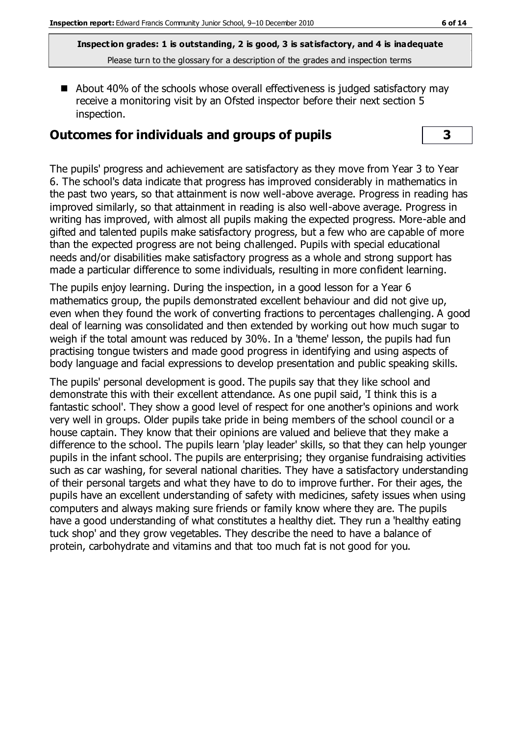**Inspection grades: 1 is outstanding, 2 is good, 3 is satisfactory, and 4 is inadequate**
Please turn to the glossary for a description of the grades and inspection terms

- About 40% of the schools whose overall effectiveness is judged satisfactory may receive a monitoring visit by an Ofsted inspector before their next section 5 inspection.

## Outcomes for individuals and groups of pupils | 3

The pupils' progress and achievement are satisfactory as they move from Year 3 to Year 6. The school's data indicate that progress has improved considerably in mathematics in the past two years, so that attainment is now well-above average. Progress in reading has improved similarly, so that attainment in reading is also well-above average. Progress in writing has improved, with almost all pupils making the expected progress. More-able and gifted and talented pupils make satisfactory progress, but a few who are capable of more than the expected progress are not being challenged. Pupils with special educational needs and/or disabilities make satisfactory progress as a whole and strong support has made a particular difference to some individuals, resulting in more confident learning.

The pupils enjoy learning. During the inspection, in a good lesson for a Year 6 mathematics group, the pupils demonstrated excellent behaviour and did not give up, even when they found the work of converting fractions to percentages challenging. A good deal of learning was consolidated and then extended by working out how much sugar to weigh if the total amount was reduced by 30%. In a 'theme' lesson, the pupils had fun practising tongue twisters and made good progress in identifying and using aspects of body language and facial expressions to develop presentation and public speaking skills.

The pupils' personal development is good. The pupils say that they like school and demonstrate this with their excellent attendance. As one pupil said, 'I think this is a fantastic school'. They show a good level of respect for one another's opinions and work very well in groups. Older pupils take pride in being members of the school council or a house captain. They know that their opinions are valued and believe that they make a difference to the school. The pupils learn 'play leader' skills, so that they can help younger pupils in the infant school. The pupils are enterprising; they organise fundraising activities such as car washing, for several national charities. They have a satisfactory understanding of their personal targets and what they have to do to improve further. For their ages, the pupils have an excellent understanding of safety with medicines, safety issues when using computers and always making sure friends or family know where they are. The pupils have a good understanding of what constitutes a healthy diet. They run a 'healthy eating tuck shop' and they grow vegetables. They describe the need to have a balance of protein, carbohydrate and vitamins and that too much fat is not good for you.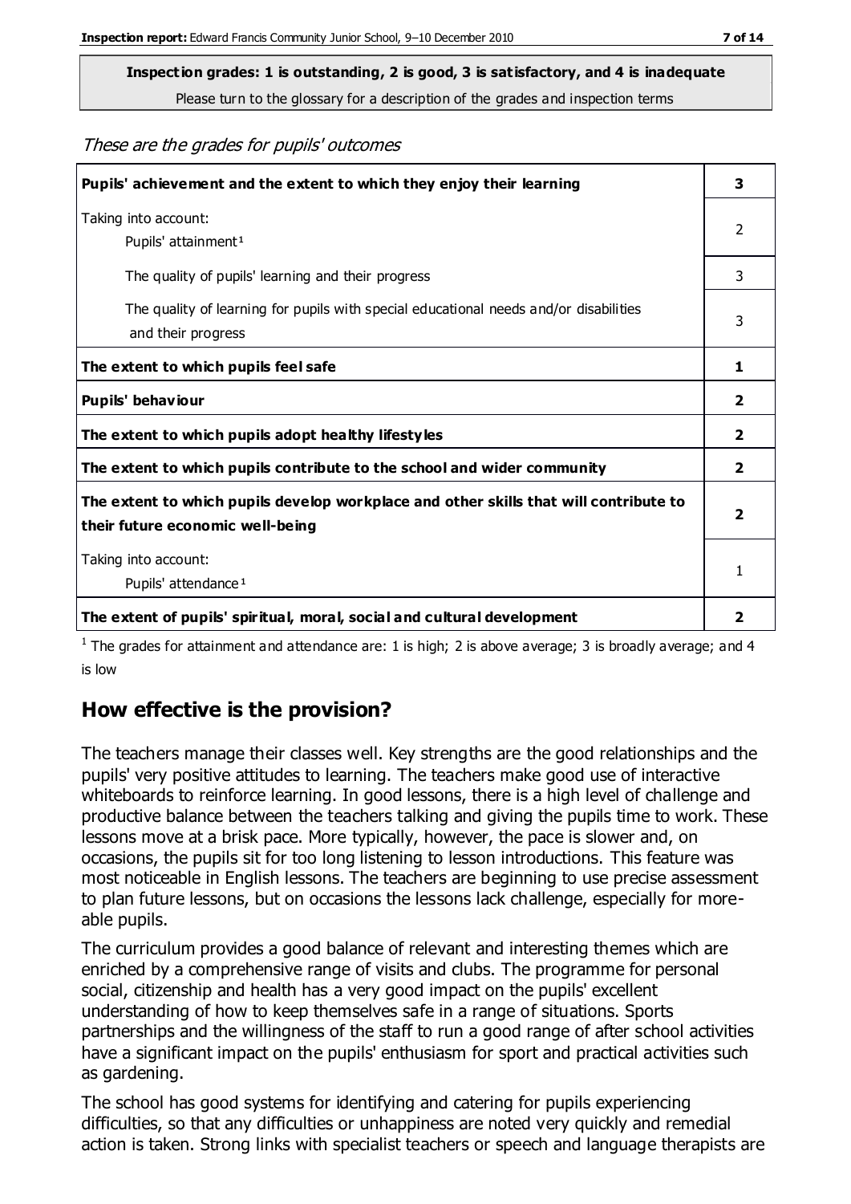**Inspection grades: 1 is outstanding, 2 is good, 3 is satisfactory, and 4 is inadequate**

Please turn to the glossary for a description of the grades and inspection terms

*These are the grades for pupils' outcomes*

| | |
|---|---|
| **Pupils' achievement and the extent to which they enjoy their learning** | **3** |
| Taking into account: Pupils' attainment[1] | 2 |
| The quality of pupils' learning and their progress | 3 |
| The quality of learning for pupils with special educational needs and/or disabilities and their progress | 3 |
| **The extent to which pupils feel safe** | **1** |
| **Pupils' behaviour** | **2** |
| **The extent to which pupils adopt healthy lifestyles** | **2** |
| **The extent to which pupils contribute to the school and wider community** | **2** |
| **The extent to which pupils develop workplace and other skills that will contribute to their future economic well-being** | **2** |
| Taking into account: Pupils' attendance[1] | 1 |
| **The extent of pupils' spiritual, moral, social and cultural development** | **2** |

[1] The grades for attainment and attendance are: 1 is high; 2 is above average; 3 is broadly average; and 4 is low

## How effective is the provision?

The teachers manage their classes well. Key strengths are the good relationships and the pupils' very positive attitudes to learning. The teachers make good use of interactive whiteboards to reinforce learning. In good lessons, there is a high level of challenge and productive balance between the teachers talking and giving the pupils time to work. These lessons move at a brisk pace. More typically, however, the pace is slower and, on occasions, the pupils sit for too long listening to lesson introductions. This feature was most noticeable in English lessons. The teachers are beginning to use precise assessment to plan future lessons, but on occasions the lessons lack challenge, especially for more-able pupils.

The curriculum provides a good balance of relevant and interesting themes which are enriched by a comprehensive range of visits and clubs. The programme for personal social, citizenship and health has a very good impact on the pupils' excellent understanding of how to keep themselves safe in a range of situations. Sports partnerships and the willingness of the staff to run a good range of after school activities have a significant impact on the pupils' enthusiasm for sport and practical activities such as gardening.

The school has good systems for identifying and catering for pupils experiencing difficulties, so that any difficulties or unhappiness are noted very quickly and remedial action is taken. Strong links with specialist teachers or speech and language therapists are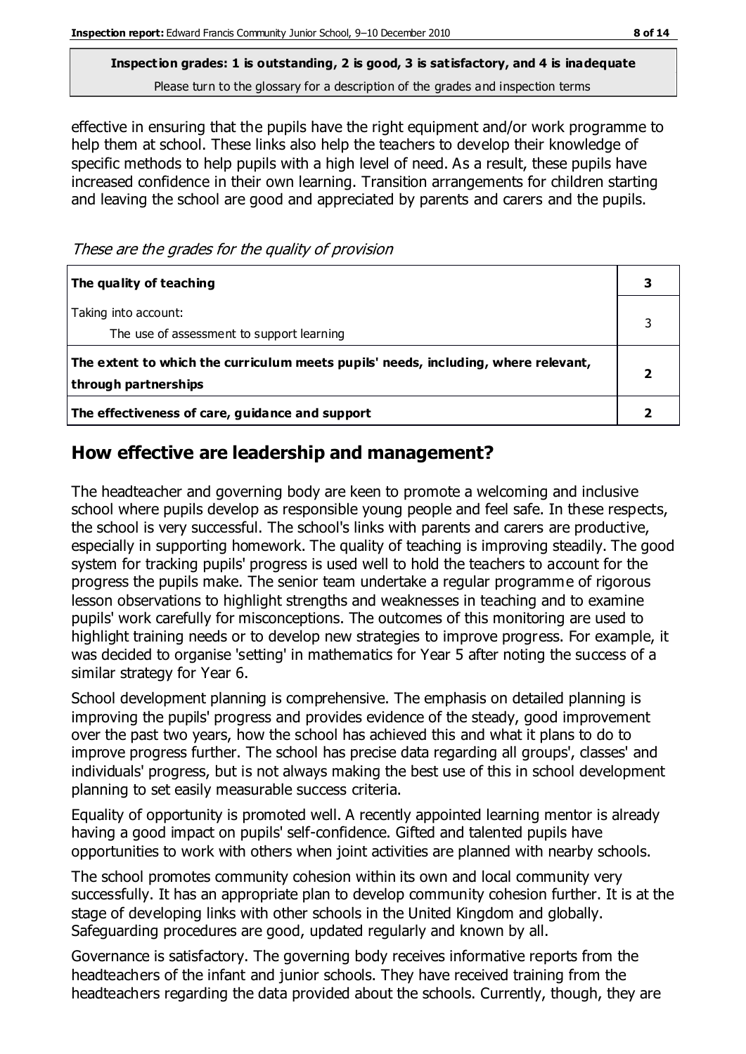effective in ensuring that the pupils have the right equipment and/or work programme to help them at school. These links also help the teachers to develop their knowledge of specific methods to help pupils with a high level of need. As a result, these pupils have increased confidence in their own learning. Transition arrangements for children starting and leaving the school are good and appreciated by parents and carers and the pupils.

*These are the grades for the quality of provision*

| | |
|---|---|
| **The quality of teaching** | **3** |
| Taking into account:<br>The use of assessment to support learning | 3 |
| **The extent to which the curriculum meets pupils' needs, including, where relevant, through partnerships** | **2** |
| **The effectiveness of care, guidance and support** | **2** |

## How effective are leadership and management?

The headteacher and governing body are keen to promote a welcoming and inclusive school where pupils develop as responsible young people and feel safe. In these respects, the school is very successful. The school's links with parents and carers are productive, especially in supporting homework. The quality of teaching is improving steadily. The good system for tracking pupils' progress is used well to hold the teachers to account for the progress the pupils make. The senior team undertake a regular programme of rigorous lesson observations to highlight strengths and weaknesses in teaching and to examine pupils' work carefully for misconceptions. The outcomes of this monitoring are used to highlight training needs or to develop new strategies to improve progress. For example, it was decided to organise 'setting' in mathematics for Year 5 after noting the success of a similar strategy for Year 6.

School development planning is comprehensive. The emphasis on detailed planning is improving the pupils' progress and provides evidence of the steady, good improvement over the past two years, how the school has achieved this and what it plans to do to improve progress further. The school has precise data regarding all groups', classes' and individuals' progress, but is not always making the best use of this in school development planning to set easily measurable success criteria.

Equality of opportunity is promoted well. A recently appointed learning mentor is already having a good impact on pupils' self-confidence. Gifted and talented pupils have opportunities to work with others when joint activities are planned with nearby schools.

The school promotes community cohesion within its own and local community very successfully. It has an appropriate plan to develop community cohesion further. It is at the stage of developing links with other schools in the United Kingdom and globally. Safeguarding procedures are good, updated regularly and known by all.

Governance is satisfactory. The governing body receives informative reports from the headteachers of the infant and junior schools. They have received training from the headteachers regarding the data provided about the schools. Currently, though, they are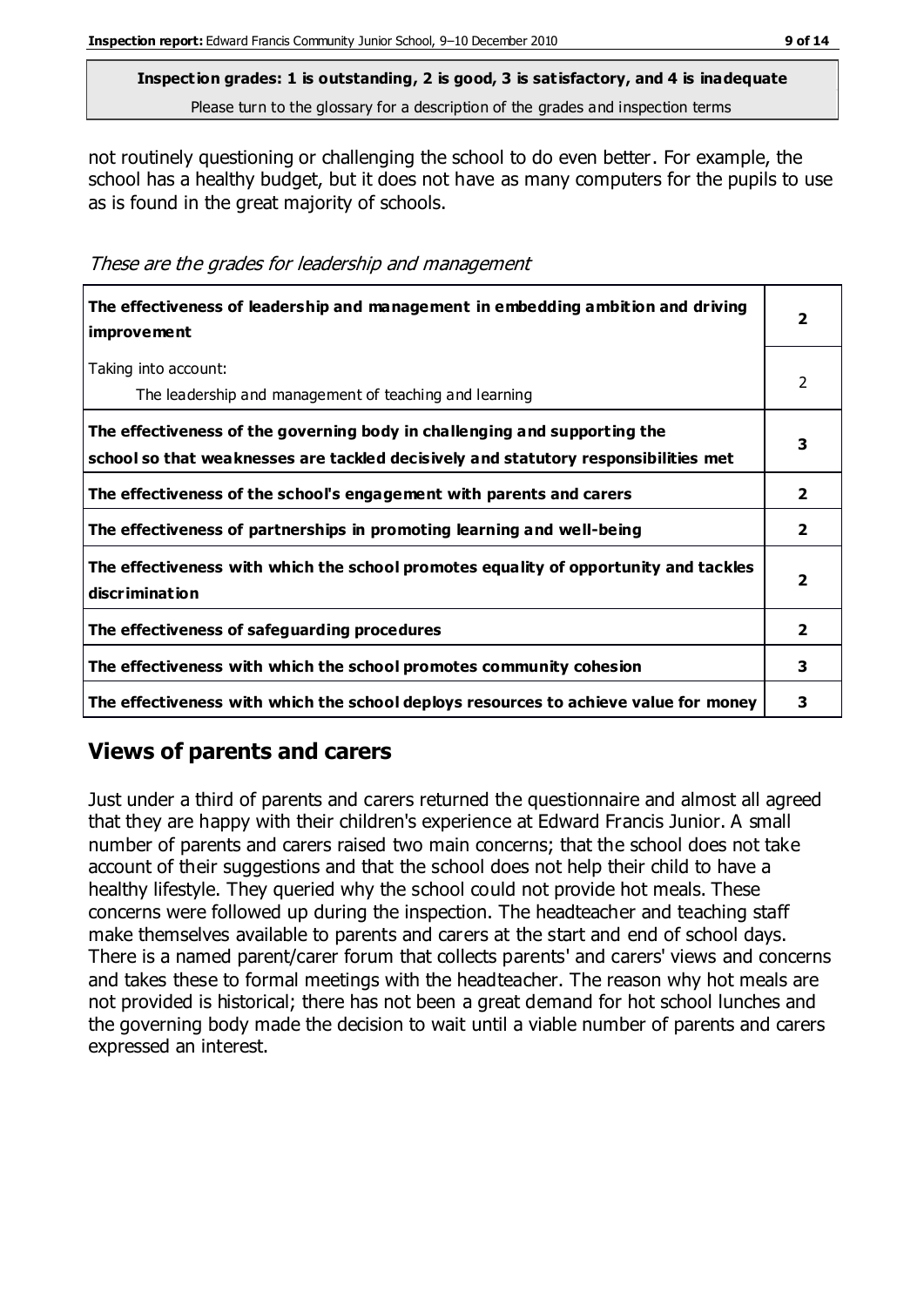**Inspection grades: 1 is outstanding, 2 is good, 3 is satisfactory, and 4 is inadequate**
Please turn to the glossary for a description of the grades and inspection terms

not routinely questioning or challenging the school to do even better. For example, the school has a healthy budget, but it does not have as many computers for the pupils to use as is found in the great majority of schools.

*These are the grades for leadership and management*

| | |
|---|---|
| **The effectiveness of leadership and management in embedding ambition and driving improvement** | **2** |
| Taking into account:<br>The leadership and management of teaching and learning | 2 |
| **The effectiveness of the governing body in challenging and supporting the school so that weaknesses are tackled decisively and statutory responsibilities met** | **3** |
| **The effectiveness of the school's engagement with parents and carers** | **2** |
| **The effectiveness of partnerships in promoting learning and well-being** | **2** |
| **The effectiveness with which the school promotes equality of opportunity and tackles discrimination** | **2** |
| **The effectiveness of safeguarding procedures** | **2** |
| **The effectiveness with which the school promotes community cohesion** | **3** |
| **The effectiveness with which the school deploys resources to achieve value for money** | **3** |

## Views of parents and carers

Just under a third of parents and carers returned the questionnaire and almost all agreed that they are happy with their children's experience at Edward Francis Junior. A small number of parents and carers raised two main concerns; that the school does not take account of their suggestions and that the school does not help their child to have a healthy lifestyle. They queried why the school could not provide hot meals. These concerns were followed up during the inspection. The headteacher and teaching staff make themselves available to parents and carers at the start and end of school days. There is a named parent/carer forum that collects parents' and carers' views and concerns and takes these to formal meetings with the headteacher. The reason why hot meals are not provided is historical; there has not been a great demand for hot school lunches and the governing body made the decision to wait until a viable number of parents and carers expressed an interest.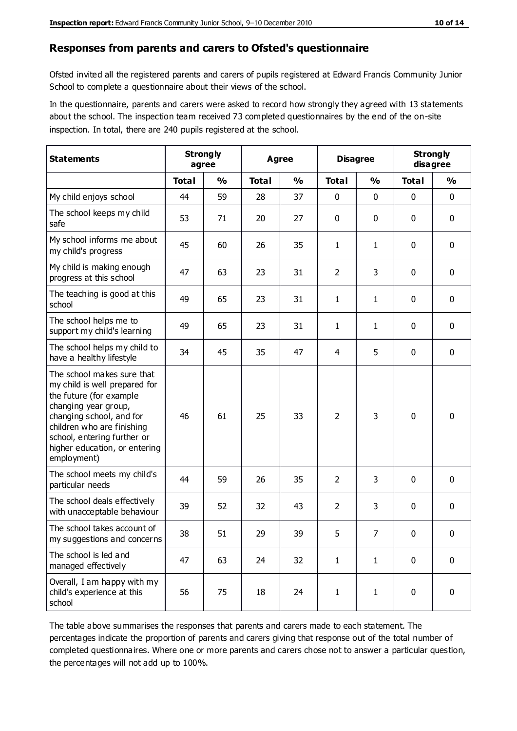## Responses from parents and carers to Ofsted's questionnaire

Ofsted invited all the registered parents and carers of pupils registered at Edward Francis Community Junior School to complete a questionnaire about their views of the school.

In the questionnaire, parents and carers were asked to record how strongly they agreed with 13 statements about the school. The inspection team received 73 completed questionnaires by the end of the on-site inspection. In total, there are 240 pupils registered at the school.

| Statements | Strongly agree | | Agree | | Disagree | | Strongly disagree | |
|---|---|---|---|---|---|---|---|---|
| | Total | % | Total | % | Total | % | Total | % |
| My child enjoys school | 44 | 59 | 28 | 37 | 0 | 0 | 0 | 0 |
| The school keeps my child safe | 53 | 71 | 20 | 27 | 0 | 0 | 0 | 0 |
| My school informs me about my child's progress | 45 | 60 | 26 | 35 | 1 | 1 | 0 | 0 |
| My child is making enough progress at this school | 47 | 63 | 23 | 31 | 2 | 3 | 0 | 0 |
| The teaching is good at this school | 49 | 65 | 23 | 31 | 1 | 1 | 0 | 0 |
| The school helps me to support my child's learning | 49 | 65 | 23 | 31 | 1 | 1 | 0 | 0 |
| The school helps my child to have a healthy lifestyle | 34 | 45 | 35 | 47 | 4 | 5 | 0 | 0 |
| The school makes sure that my child is well prepared for the future (for example changing year group, changing school, and for children who are finishing school, entering further or higher education, or entering employment) | 46 | 61 | 25 | 33 | 2 | 3 | 0 | 0 |
| The school meets my child's particular needs | 44 | 59 | 26 | 35 | 2 | 3 | 0 | 0 |
| The school deals effectively with unacceptable behaviour | 39 | 52 | 32 | 43 | 2 | 3 | 0 | 0 |
| The school takes account of my suggestions and concerns | 38 | 51 | 29 | 39 | 5 | 7 | 0 | 0 |
| The school is led and managed effectively | 47 | 63 | 24 | 32 | 1 | 1 | 0 | 0 |
| Overall, I am happy with my child's experience at this school | 56 | 75 | 18 | 24 | 1 | 1 | 0 | 0 |

The table above summarises the responses that parents and carers made to each statement. The percentages indicate the proportion of parents and carers giving that response out of the total number of completed questionnaires. Where one or more parents and carers chose not to answer a particular question, the percentages will not add up to 100%.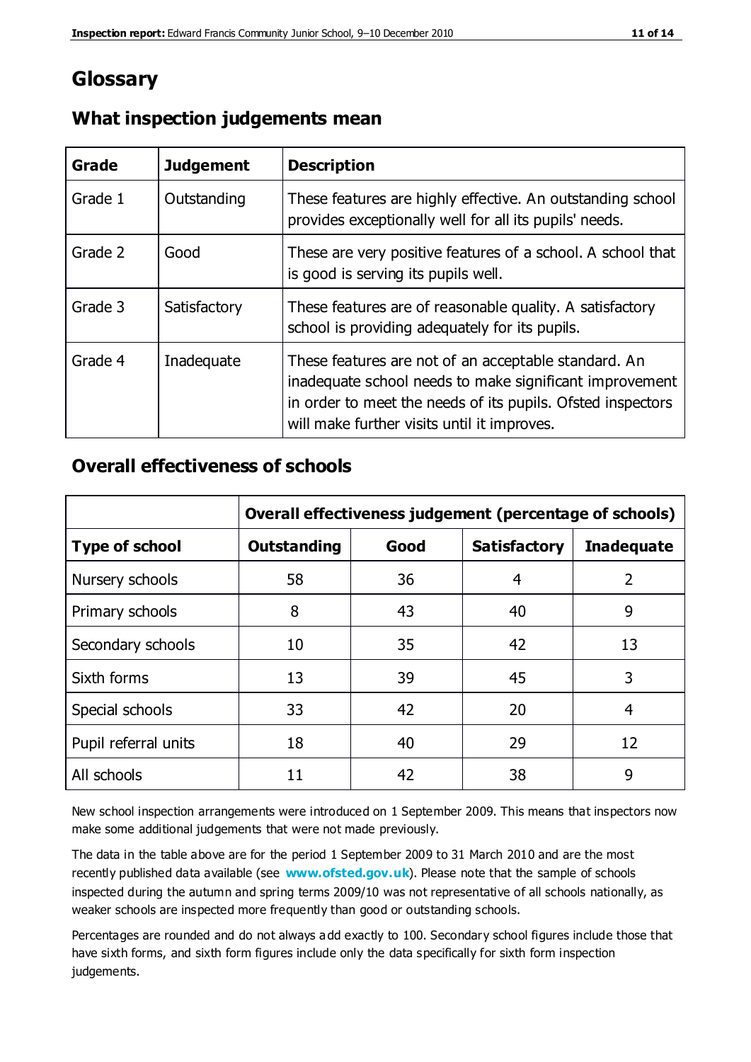# Glossary

## What inspection judgements mean

| Grade | Judgement | Description |
| --- | --- | --- |
| Grade 1 | Outstanding | These features are highly effective. An outstanding school provides exceptionally well for all its pupils' needs. |
| Grade 2 | Good | These are very positive features of a school. A school that is good is serving its pupils well. |
| Grade 3 | Satisfactory | These features are of reasonable quality. A satisfactory school is providing adequately for its pupils. |
| Grade 4 | Inadequate | These features are not of an acceptable standard. An inadequate school needs to make significant improvement in order to meet the needs of its pupils. Ofsted inspectors will make further visits until it improves. |

## Overall effectiveness of schools

| | Overall effectiveness judgement (percentage of schools) | | | |
| --- | --- | --- | --- | --- |
| **Type of school** | **Outstanding** | **Good** | **Satisfactory** | **Inadequate** |
| Nursery schools | 58 | 36 | 4 | 2 |
| Primary schools | 8 | 43 | 40 | 9 |
| Secondary schools | 10 | 35 | 42 | 13 |
| Sixth forms | 13 | 39 | 45 | 3 |
| Special schools | 33 | 42 | 20 | 4 |
| Pupil referral units | 18 | 40 | 29 | 12 |
| All schools | 11 | 42 | 38 | 9 |

New school inspection arrangements were introduced on 1 September 2009. This means that inspectors now make some additional judgements that were not made previously.

The data in the table above are for the period 1 September 2009 to 31 March 2010 and are the most recently published data available (see **www.ofsted.gov.uk**). Please note that the sample of schools inspected during the autumn and spring terms 2009/10 was not representative of all schools nationally, as weaker schools are inspected more frequently than good or outstanding schools.

Percentages are rounded and do not always add exactly to 100. Secondary school figures include those that have sixth forms, and sixth form figures include only the data specifically for sixth form inspection judgements.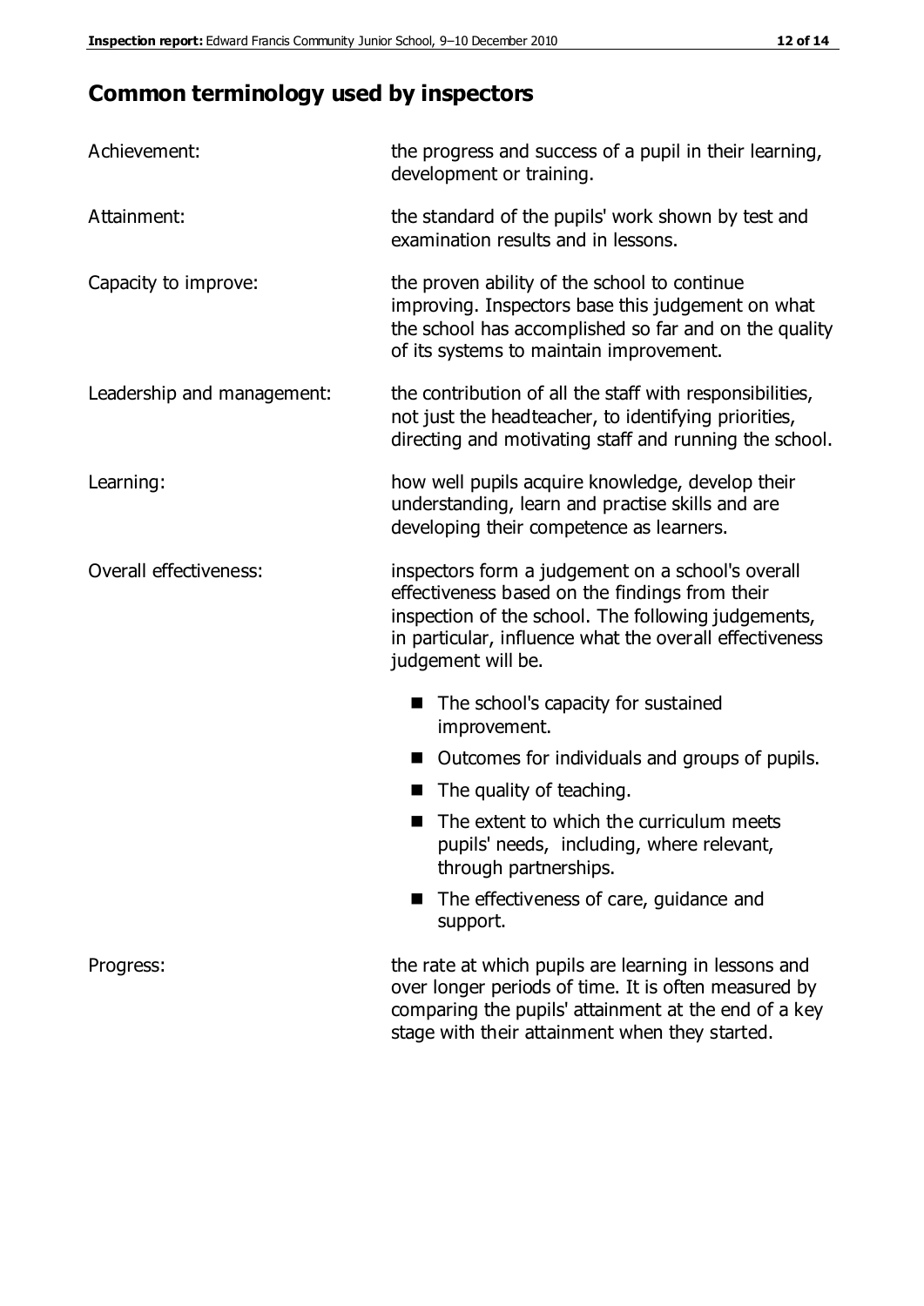## Common terminology used by inspectors

| | |
|---|---|
| Achievement: | the progress and success of a pupil in their learning, development or training. |
| Attainment: | the standard of the pupils' work shown by test and examination results and in lessons. |
| Capacity to improve: | the proven ability of the school to continue improving. Inspectors base this judgement on what the school has accomplished so far and on the quality of its systems to maintain improvement. |
| Leadership and management: | the contribution of all the staff with responsibilities, not just the headteacher, to identifying priorities, directing and motivating staff and running the school. |
| Learning: | how well pupils acquire knowledge, develop their understanding, learn and practise skills and are developing their competence as learners. |
| Overall effectiveness: | inspectors form a judgement on a school's overall effectiveness based on the findings from their inspection of the school. The following judgements, in particular, influence what the overall effectiveness judgement will be.<br>■ The school's capacity for sustained improvement.<br>■ Outcomes for individuals and groups of pupils.<br>■ The quality of teaching.<br>■ The extent to which the curriculum meets pupils' needs, including, where relevant, through partnerships.<br>■ The effectiveness of care, guidance and support. |
| Progress: | the rate at which pupils are learning in lessons and over longer periods of time. It is often measured by comparing the pupils' attainment at the end of a key stage with their attainment when they started. |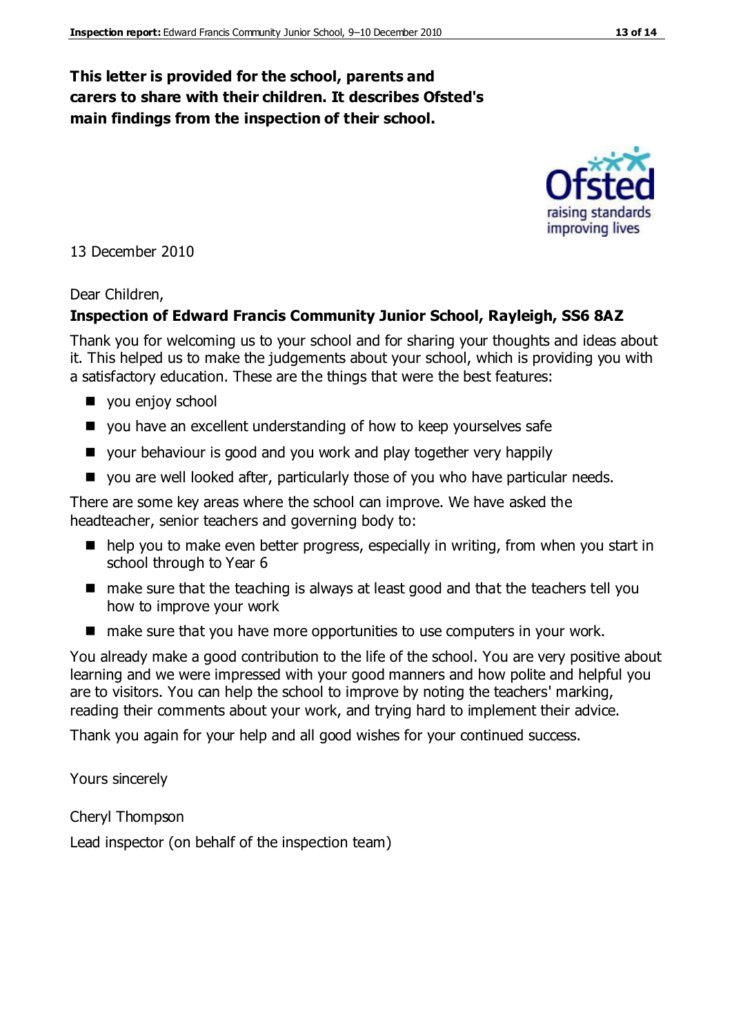**This letter is provided for the school, parents and carers to share with their children. It describes Ofsted's main findings from the inspection of their school.**

13 December 2010

Dear Children,

**Inspection of Edward Francis Community Junior School, Rayleigh, SS6 8AZ**

Thank you for welcoming us to your school and for sharing your thoughts and ideas about it. This helped us to make the judgements about your school, which is providing you with a satisfactory education. These are the things that were the best features:

- you enjoy school
- you have an excellent understanding of how to keep yourselves safe
- your behaviour is good and you work and play together very happily
- you are well looked after, particularly those of you who have particular needs.

There are some key areas where the school can improve. We have asked the headteacher, senior teachers and governing body to:

- help you to make even better progress, especially in writing, from when you start in school through to Year 6
- make sure that the teaching is always at least good and that the teachers tell you how to improve your work
- make sure that you have more opportunities to use computers in your work.

You already make a good contribution to the life of the school. You are very positive about learning and we were impressed with your good manners and how polite and helpful you are to visitors. You can help the school to improve by noting the teachers' marking, reading their comments about your work, and trying hard to implement their advice.

Thank you again for your help and all good wishes for your continued success.

Yours sincerely

Cheryl Thompson

Lead inspector (on behalf of the inspection team)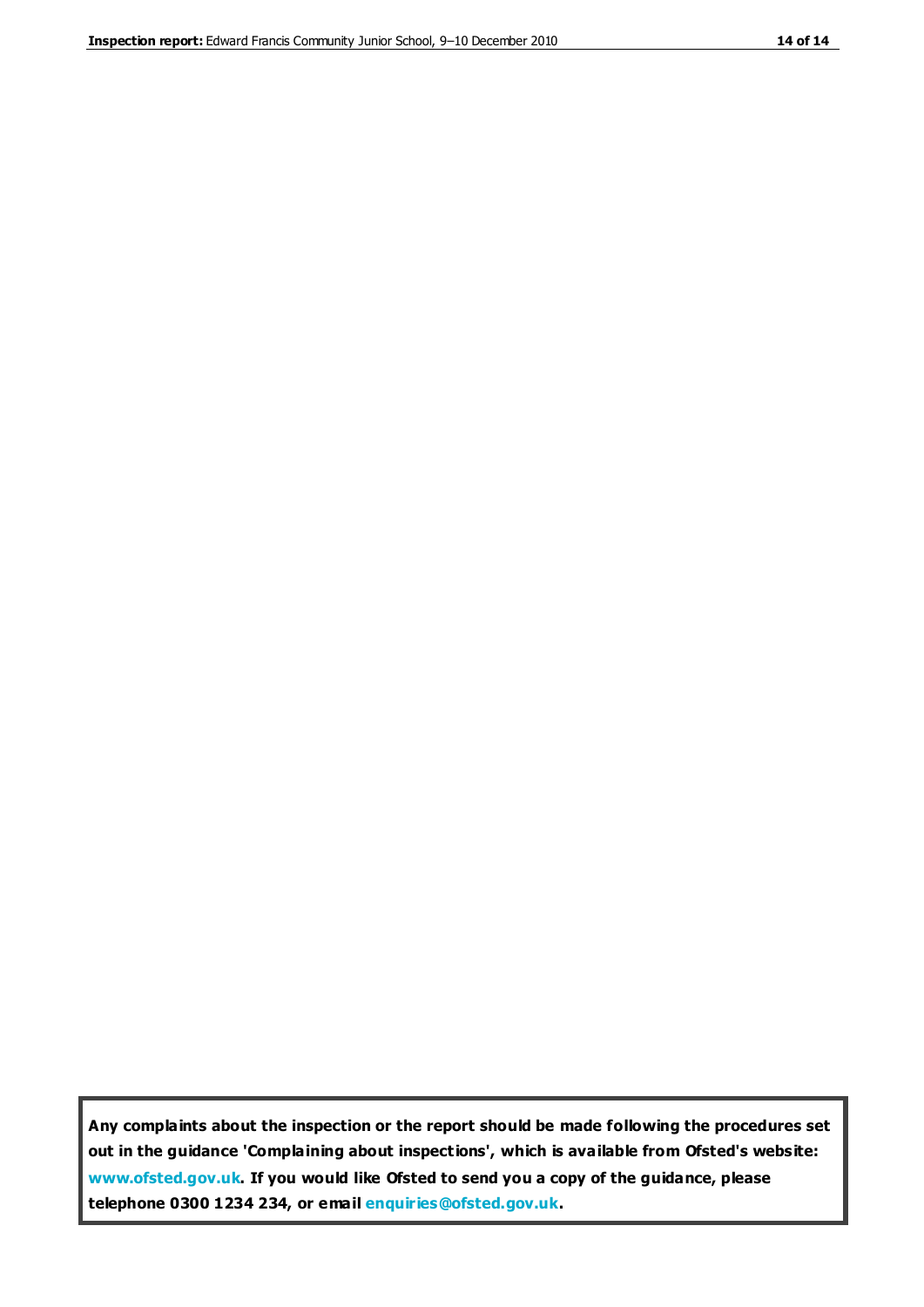**Any complaints about the inspection or the report should be made following the procedures set out in the guidance 'Complaining about inspections', which is available from Ofsted's website: www.ofsted.gov.uk. If you would like Ofsted to send you a copy of the guidance, please telephone 0300 1234 234, or email enquiries@ofsted.gov.uk.**